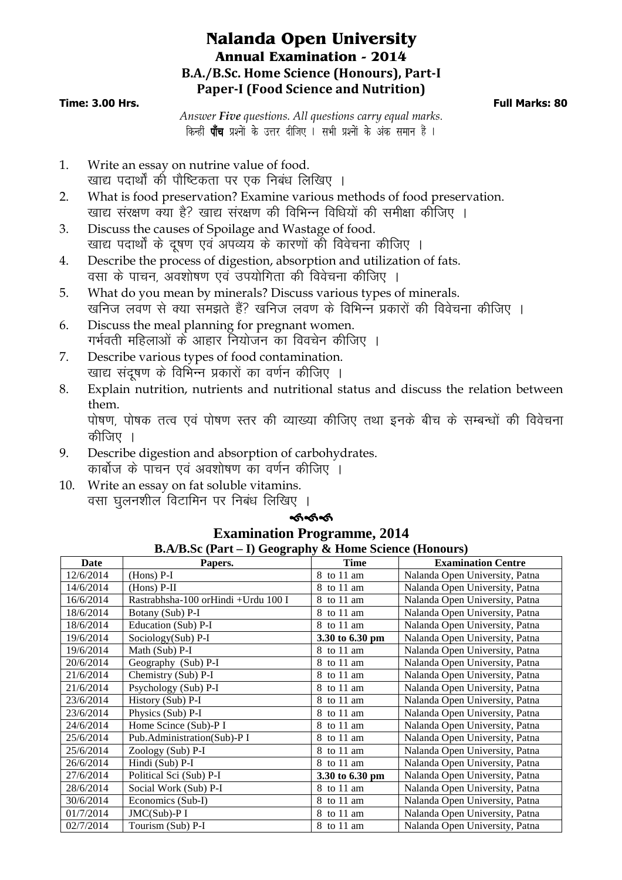# Nalanda Open University

## Annual Examination - 2014

### B.A./B.Sc. Home Science (Honours), Part-I

### Paper-I (Food Science and Nutrition)

**Time: 3.00 Hrs.** **Full Marks: 80**

*Answer **Five** questions. All questions carry equal marks.*
किन्हीं **पाँच** प्रश्नों के उत्तर दीजिए । सभी प्रश्नों के अंक समान हैं ।

1. Write an essay on nutrine value of food.
   खाद्य पदार्थों की पौष्टिकता पर एक निबंध लिखिए ।
2. What is food preservation? Examine various methods of food preservation.
   खाद्य संरक्षण क्या है? खाद्य संरक्षण की विभिन्न विधियों की समीक्षा कीजिए ।
3. Discuss the causes of Spoilage and Wastage of food.
   खाद्य पदार्थों के दूषण एवं अपव्यय के कारणों की विवेचना कीजिए ।
4. Describe the process of digestion, absorption and utilization of fats.
   वसा के पाचन, अवशोषण एवं उपयोगिता की विवेचना कीजिए ।
5. What do you mean by minerals? Discuss various types of minerals.
   खनिज लवण से क्या समझते हैं? खनिज लवण के विभिन्न प्रकारों की विवेचना कीजिए ।
6. Discuss the meal planning for pregnant women.
   गर्भवती महिलाओं के आहार नियोजन का विवचेन कीजिए ।
7. Describe various types of food contamination.
   खाद्य संदूषण के विभिन्न प्रकारों का वर्णन कीजिए ।
8. Explain nutrition, nutrients and nutritional status and discuss the relation between them.
   पोषण, पोषक तत्व एवं पोषण स्तर की व्याख्या कीजिए तथा इनके बीच के सम्बन्धों की विवेचना कीजिए ।
9. Describe digestion and absorption of carbohydrates.
   कार्बोज के पाचन एवं अवशोषण का वर्णन कीजिए ।
10. Write an essay on fat soluble vitamins.
    वसा घुलनशील विटामिन पर निबंध लिखिए ।

## Examination Programme, 2014

### B.A/B.Sc (Part – I) Geography & Home Science (Honours)

| Date | Papers. | Time | Examination Centre |
|---|---|---|---|
| 12/6/2014 | (Hons) P-I | 8 to 11 am | Nalanda Open University, Patna |
| 14/6/2014 | (Hons) P-II | 8 to 11 am | Nalanda Open University, Patna |
| 16/6/2014 | Rastrabhsha-100 orHindi +Urdu 100 I | 8 to 11 am | Nalanda Open University, Patna |
| 18/6/2014 | Botany (Sub) P-I | 8 to 11 am | Nalanda Open University, Patna |
| 18/6/2014 | Education (Sub) P-I | 8 to 11 am | Nalanda Open University, Patna |
| 19/6/2014 | Sociology(Sub) P-I | **3.30 to 6.30 pm** | Nalanda Open University, Patna |
| 19/6/2014 | Math (Sub) P-I | 8 to 11 am | Nalanda Open University, Patna |
| 20/6/2014 | Geography (Sub) P-I | 8 to 11 am | Nalanda Open University, Patna |
| 21/6/2014 | Chemistry (Sub) P-I | 8 to 11 am | Nalanda Open University, Patna |
| 21/6/2014 | Psychology (Sub) P-I | 8 to 11 am | Nalanda Open University, Patna |
| 23/6/2014 | History (Sub) P-I | 8 to 11 am | Nalanda Open University, Patna |
| 23/6/2014 | Physics (Sub) P-I | 8 to 11 am | Nalanda Open University, Patna |
| 24/6/2014 | Home Scince (Sub)-P I | 8 to 11 am | Nalanda Open University, Patna |
| 25/6/2014 | Pub.Administration(Sub)-P I | 8 to 11 am | Nalanda Open University, Patna |
| 25/6/2014 | Zoology (Sub) P-I | 8 to 11 am | Nalanda Open University, Patna |
| 26/6/2014 | Hindi (Sub) P-I | 8 to 11 am | Nalanda Open University, Patna |
| 27/6/2014 | Political Sci (Sub) P-I | **3.30 to 6.30 pm** | Nalanda Open University, Patna |
| 28/6/2014 | Social Work (Sub) P-I | 8 to 11 am | Nalanda Open University, Patna |
| 30/6/2014 | Economics (Sub-I) | 8 to 11 am | Nalanda Open University, Patna |
| 01/7/2014 | JMC(Sub)-P I | 8 to 11 am | Nalanda Open University, Patna |
| 02/7/2014 | Tourism (Sub) P-I | 8 to 11 am | Nalanda Open University, Patna |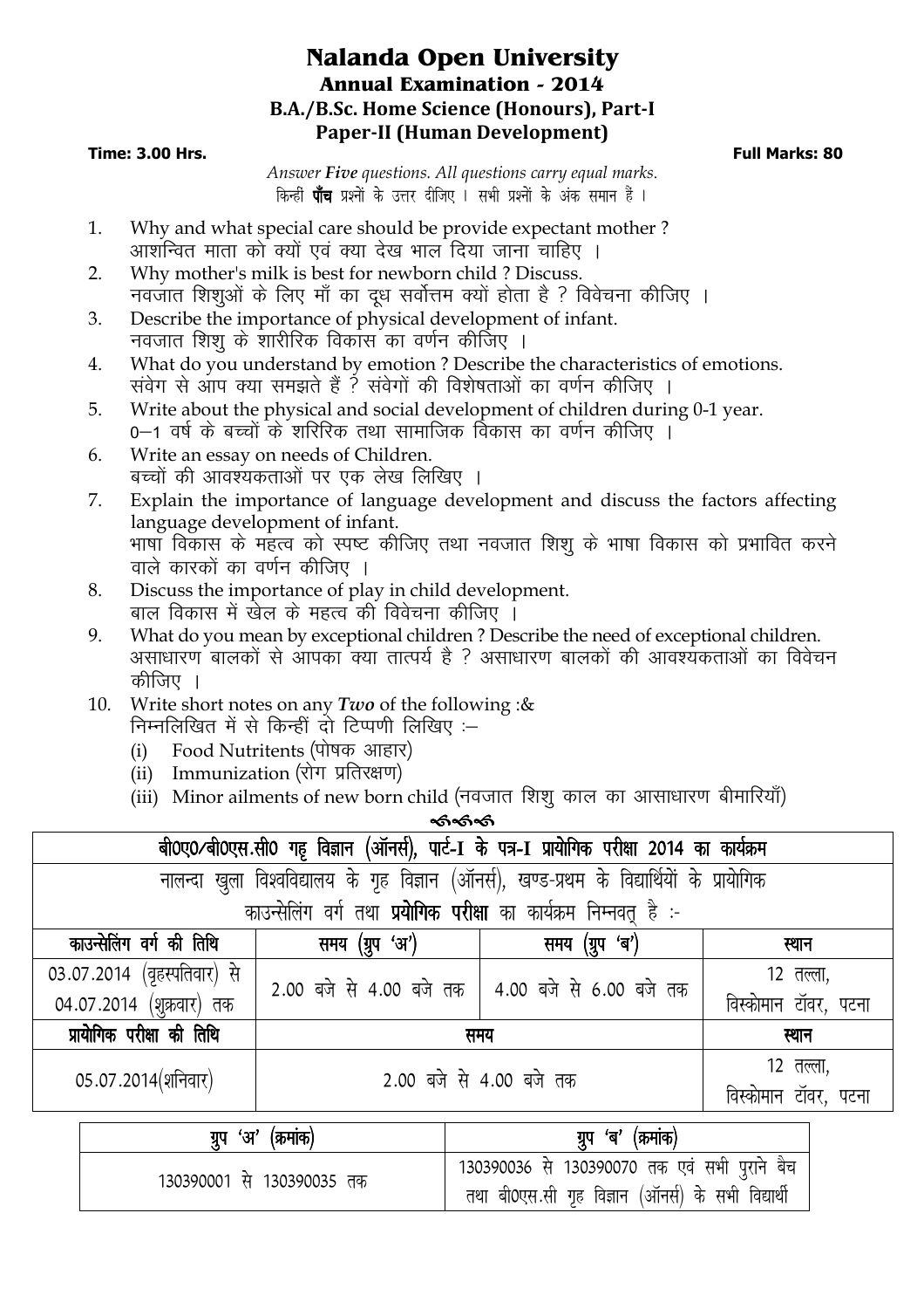# Nalanda Open University

## Annual Examination - 2014

### B.A./B.Sc. Home Science (Honours), Part-I

### Paper-II (Human Development)

**Time: 3.00 Hrs.** **Full Marks: 80**

*Answer **Five** questions. All questions carry equal marks.*
किन्हीं **पाँच** प्रश्नों के उत्तर दीजिए । सभी प्रश्नों के अंक समान हैं ।

1. Why and what special care should be provide expectant mother ?
   आशन्वित माता को क्यों एवं क्या देख भाल दिया जाना चाहिए ।
2. Why mother's milk is best for newborn child ? Discuss.
   नवजात शिशुओं के लिए माँ का दूध सर्वोत्तम क्यों होता है ? विवेचना कीजिए ।
3. Describe the importance of physical development of infant.
   नवजात शिशु के शारीरिक विकास का वर्णन कीजिए ।
4. What do you understand by emotion ? Describe the characteristics of emotions.
   संवेग से आप क्या समझते हैं ? संवेगों की विशेषताओं का वर्णन कीजिए ।
5. Write about the physical and social development of children during 0-1 year.
   0–1 वर्ष के बच्चों के शिरिरिक तथा सामाजिक विकास का वर्णन कीजिए ।
6. Write an essay on needs of Children.
   बच्चों की आवश्यकताओं पर एक लेख लिखिए ।
7. Explain the importance of language development and discuss the factors affecting language development of infant.
   भाषा विकास के महत्व को स्पष्ट कीजिए तथा नवजात शिशु के भाषा विकास को प्रभावित करने वाले कारकों का वर्णन कीजिए ।
8. Discuss the importance of play in child development.
   बाल विकास में खेल के महत्व की विवेचना कीजिए ।
9. What do you mean by exceptional children ? Describe the need of exceptional children.
   असाधारण बालकों से आपका क्या तात्पर्य है ? असाधारण बालकों की आवश्यकताओं का विवेचन कीजिए ।
10. Write short notes on any ***Two*** of the following :&
    निम्नलिखित में से किन्हीं दो टिप्पणी लिखिए :–
    (i) Food Nutritents (पोषक आहार)
    (ii) Immunization (रोग प्रतिरक्षण)
    (iii) Minor ailments of new born child (नवजात शिशु काल का आसाधारण बीमारियाँ)

---

**बी0ए0/बी0एस.सी0 गृह विज्ञान (ऑनर्स), पार्ट-I के पत्र-I प्रायोगिक परीक्षा 2014 का कार्यक्रम**

नालन्दा खुला विश्वविद्यालय के गृह विज्ञान (ऑनर्स), खण्ड-प्रथम के विद्यार्थियों के प्रायोगिक काउन्सेलिंग वर्ग तथा **प्रयोगिक परीक्षा** का कार्यक्रम निम्नवत् है :-

| काउन्सेलिंग वर्ग की तिथि | समय (ग्रुप 'अ') | समय (ग्रुप 'ब') | स्थान |
|---|---|---|---|
| 03.07.2014 (वृहस्पतिवार) से 04.07.2014 (शुक्रवार) तक | 2.00 बजे से 4.00 बजे तक | 4.00 बजे से 6.00 बजे तक | 12 तल्ला, विस्कोमान टॉवर, पटना |
| **प्रायोगिक परीक्षा की तिथि** | **समय** | | **स्थान** |
| 05.07.2014(शनिवार) | 2.00 बजे से 4.00 बजे तक | | 12 तल्ला, विस्कोमान टॉवर, पटना |

| ग्रुप 'अ' (क्रमांक) | ग्रुप 'ब' (क्रमांक) |
|---|---|
| 130390001 से 130390035 तक | 130390036 से 130390070 तक एवं सभी पुराने बैच तथा बी0एस.सी गृह विज्ञान (ऑनर्स) के सभी विद्यार्थी |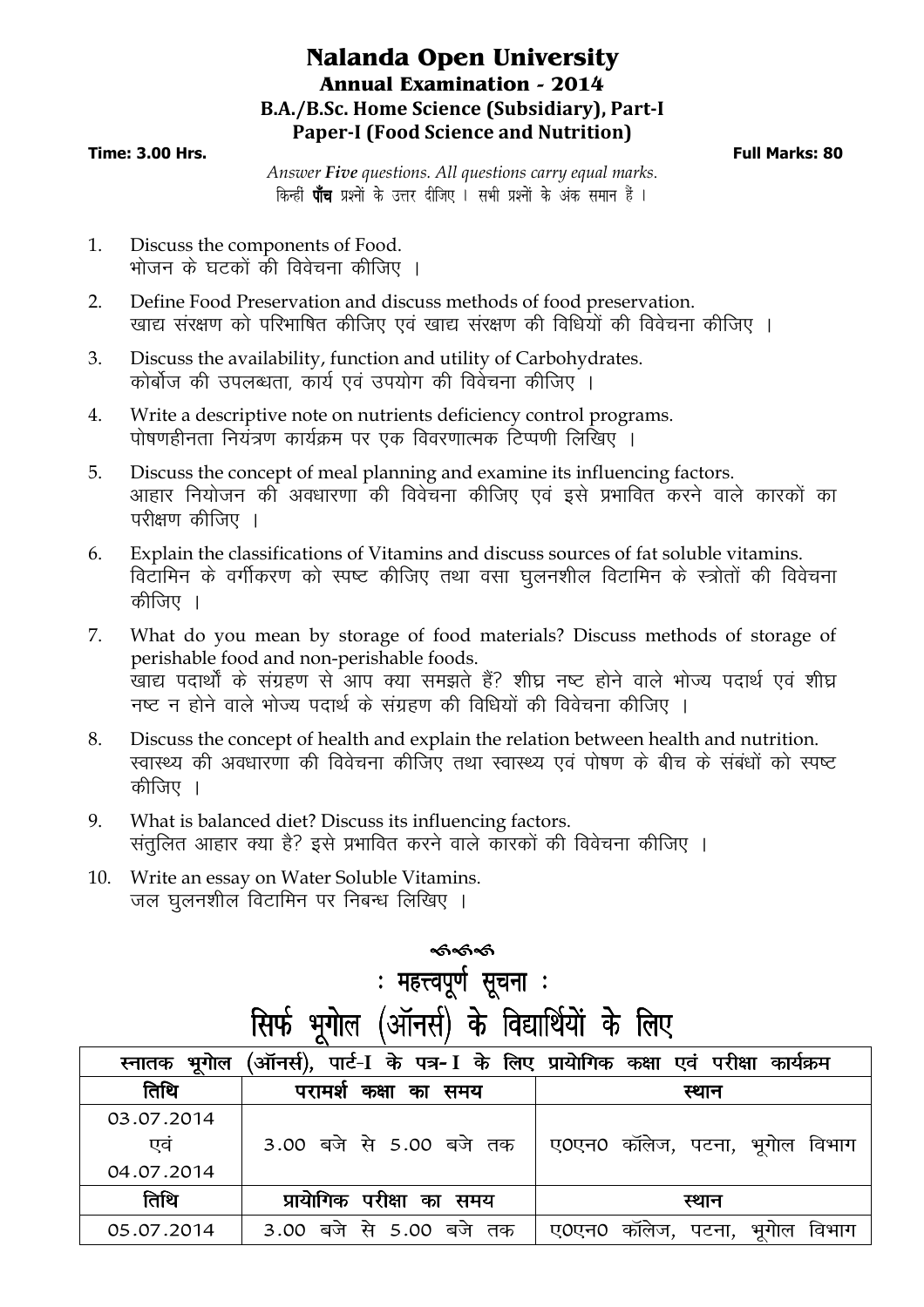# Nalanda Open University

## Annual Examination - 2014

### B.A./B.Sc. Home Science (Subsidiary), Part-I

### Paper-I (Food Science and Nutrition)

**Time: 3.00 Hrs.** **Full Marks: 80**

*Answer **Five** questions. All questions carry equal marks.*
किन्हीं **पाँच** प्रश्नों के उत्तर दीजिए । सभी प्रश्नों के अंक समान हैं ।

1. Discuss the components of Food.
   भोजन के घटकों की विवेचना कीजिए ।
2. Define Food Preservation and discuss methods of food preservation.
   खाद्य संरक्षण को परिभाषित कीजिए एवं खाद्य संरक्षण की विधियों की विवेचना कीजिए ।
3. Discuss the availability, function and utility of Carbohydrates.
   कोर्बोज की उपलब्धता, कार्य एवं उपयोग की विवेचना कीजिए ।
4. Write a descriptive note on nutrients deficiency control programs.
   पोषणहीनता नियंत्रण कार्यक्रम पर एक विवरणात्मक टिप्पणी लिखिए ।
5. Discuss the concept of meal planning and examine its influencing factors.
   आहार नियोजन की अवधारणा की विवेचना कीजिए एवं इसे प्रभावित करने वाले कारकों का परीक्षण कीजिए ।
6. Explain the classifications of Vitamins and discuss sources of fat soluble vitamins.
   विटामिन के वर्गीकरण को स्पष्ट कीजिए तथा वसा घुलनशील विटामिन के स्त्रोतों की विवेचना कीजिए ।
7. What do you mean by storage of food materials? Discuss methods of storage of perishable food and non-perishable foods.
   खाद्य पदार्थों के संग्रहण से आप क्या समझते हैं? शीघ्र नष्ट होने वाले भोज्य पदार्थ एवं शीघ्र नष्ट न होने वाले भोज्य पदार्थ के संग्रहण की विधियों की विवेचना कीजिए ।
8. Discuss the concept of health and explain the relation between health and nutrition.
   स्वास्थ्य की अवधारणा की विवेचना कीजिए तथा स्वास्थ्य एवं पोषण के बीच के संबंधों को स्पष्ट कीजिए ।
9. What is balanced diet? Discuss its influencing factors.
   संतुलित आहार क्या है? इसे प्रभावित करने वाले कारकों की विवेचना कीजिए ।
10. Write an essay on Water Soluble Vitamins.
    जल घुलनशील विटामिन पर निबन्ध लिखिए ।

## : महत्त्वपूर्ण सूचना :

## सिर्फ भूगोल (ऑनर्स) के विद्यार्थियों के लिए

| स्नातक भूगोल (ऑनर्स), पार्ट-I के पत्र-I के लिए प्रायोगिक कक्षा एवं परीक्षा कार्यक्रम | | |
|---|---|---|
| **तिथि** | **परामर्श कक्षा का समय** | **स्थान** |
| 03.07.2014 एवं 04.07.2014 | 3.00 बजे से 5.00 बजे तक | ए0एन0 कॉलेज, पटना, भूगोल विभाग |
| **तिथि** | **प्रायोगिक परीक्षा का समय** | **स्थान** |
| 05.07.2014 | 3.00 बजे से 5.00 बजे तक | ए0एन0 कॉलेज, पटना, भूगोल विभाग |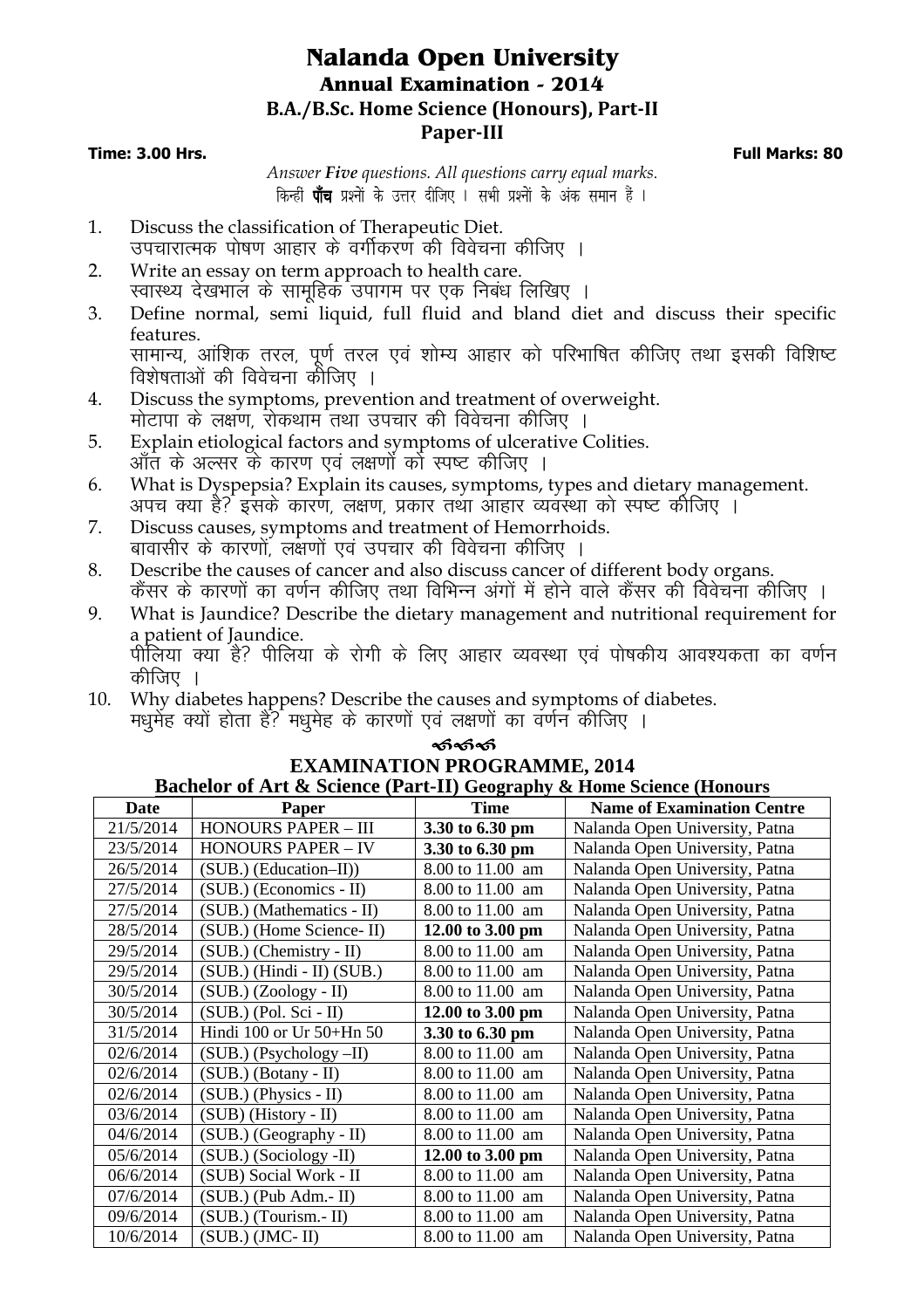# Nalanda Open University

## Annual Examination - 2014

### B.A./B.Sc. Home Science (Honours), Part-II

### Paper-III

**Time: 3.00 Hrs.** **Full Marks: 80**

*Answer **Five** questions. All questions carry equal marks.*
किन्हीं **पाँच** प्रश्नों के उत्तर दीजिए । सभी प्रश्नों के अंक समान हैं ।

1. Discuss the classification of Therapeutic Diet.
   उपचारात्मक पोषण आहार के वर्गीकरण की विवेचना कीजिए ।
2. Write an essay on term approach to health care.
   स्वास्थ्य देखभाल के सामूहिक उपागम पर एक निबंध लिखिए ।
3. Define normal, semi liquid, full fluid and bland diet and discuss their specific features.
   सामान्य, आंशिक तरल, पूर्ण तरल एवं शोम्य आहार को परिभाषित कीजिए तथा इसकी विशिष्ट विशेषताओं की विवेचना कीजिए ।
4. Discuss the symptoms, prevention and treatment of overweight.
   मोटापा के लक्षण, रोकथाम तथा उपचार की विवेचना कीजिए ।
5. Explain etiological factors and symptoms of ulcerative Colities.
   आँत के अल्सर के कारण एवं लक्षणों को स्पष्ट कीजिए ।
6. What is Dyspepsia? Explain its causes, symptoms, types and dietary management.
   अपच क्या है? इसके कारण, लक्षण, प्रकार तथा आहार व्यवस्था को स्पष्ट कीजिए ।
7. Discuss causes, symptoms and treatment of Hemorrhoids.
   बावासीर के कारणों, लक्षणों एवं उपचार की विवेचना कीजिए ।
8. Describe the causes of cancer and also discuss cancer of different body organs.
   कैंसर के कारणों का वर्णन कीजिए तथा विभिन्न अंगों में होने वाले कैंसर की विवेचना कीजिए ।
9. What is Jaundice? Describe the dietary management and nutritional requirement for a patient of Jaundice.
   पीलिया क्या है? पीलिया के रोगी के लिए आहार व्यवस्था एवं पोषकीय आवश्यकता का वर्णन कीजिए ।
10. Why diabetes happens? Describe the causes and symptoms of diabetes.
    मधुमेह क्यों होता है? मधुमेह के कारणों एवं लक्षणों का वर्णन कीजिए ।

## EXAMINATION PROGRAMME, 2014

**Bachelor of Art & Science (Part-II) Geography & Home Science (Honours**

| Date | Paper | Time | Name of Examination Centre |
|---|---|---|---|
| 21/5/2014 | HONOURS PAPER – III | **3.30 to 6.30 pm** | Nalanda Open University, Patna |
| 23/5/2014 | HONOURS PAPER – IV | **3.30 to 6.30 pm** | Nalanda Open University, Patna |
| 26/5/2014 | (SUB.) (Education–II)) | 8.00 to 11.00 am | Nalanda Open University, Patna |
| 27/5/2014 | (SUB.) (Economics - II) | 8.00 to 11.00 am | Nalanda Open University, Patna |
| 27/5/2014 | (SUB.) (Mathematics - II) | 8.00 to 11.00 am | Nalanda Open University, Patna |
| 28/5/2014 | (SUB.) (Home Science- II) | **12.00 to 3.00 pm** | Nalanda Open University, Patna |
| 29/5/2014 | (SUB.) (Chemistry - II) | 8.00 to 11.00 am | Nalanda Open University, Patna |
| 29/5/2014 | (SUB.) (Hindi - II) (SUB.) | 8.00 to 11.00 am | Nalanda Open University, Patna |
| 30/5/2014 | (SUB.) (Zoology - II) | 8.00 to 11.00 am | Nalanda Open University, Patna |
| 30/5/2014 | (SUB.) (Pol. Sci - II) | **12.00 to 3.00 pm** | Nalanda Open University, Patna |
| 31/5/2014 | Hindi 100 or Ur 50+Hn 50 | **3.30 to 6.30 pm** | Nalanda Open University, Patna |
| 02/6/2014 | (SUB.) (Psychology –II) | 8.00 to 11.00 am | Nalanda Open University, Patna |
| 02/6/2014 | (SUB.) (Botany - II) | 8.00 to 11.00 am | Nalanda Open University, Patna |
| 02/6/2014 | (SUB.) (Physics - II) | 8.00 to 11.00 am | Nalanda Open University, Patna |
| 03/6/2014 | (SUB) (History - II) | 8.00 to 11.00 am | Nalanda Open University, Patna |
| 04/6/2014 | (SUB.) (Geography - II) | 8.00 to 11.00 am | Nalanda Open University, Patna |
| 05/6/2014 | (SUB.) (Sociology -II) | **12.00 to 3.00 pm** | Nalanda Open University, Patna |
| 06/6/2014 | (SUB) Social Work - II | 8.00 to 11.00 am | Nalanda Open University, Patna |
| 07/6/2014 | (SUB.) (Pub Adm.- II) | 8.00 to 11.00 am | Nalanda Open University, Patna |
| 09/6/2014 | (SUB.) (Tourism.- II) | 8.00 to 11.00 am | Nalanda Open University, Patna |
| 10/6/2014 | (SUB.) (JMC- II) | 8.00 to 11.00 am | Nalanda Open University, Patna |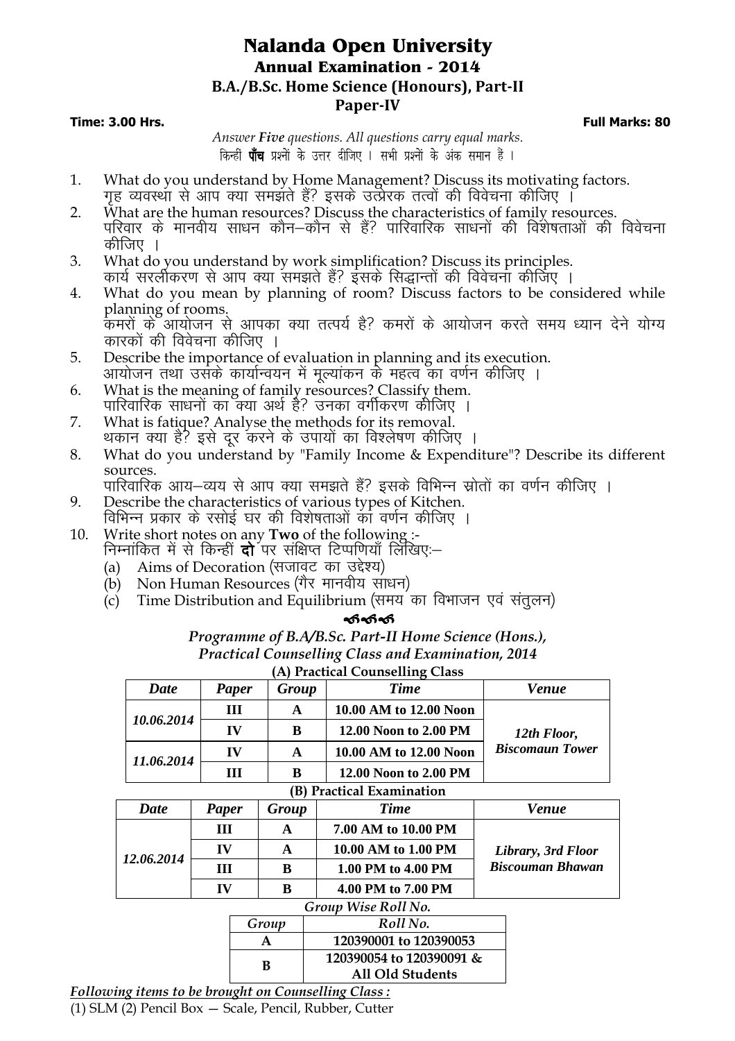# Nalanda Open University

## Annual Examination - 2014

### B.A./B.Sc. Home Science (Honours), Part-II

### Paper-IV

**Time: 3.00 Hrs.** **Full Marks: 80**

*Answer **Five** questions. All questions carry equal marks.*
किन्हीं **पाँच** प्रश्नों के उत्तर दीजिए । सभी प्रश्नों के अंक समान हैं ।

1. What do you understand by Home Management? Discuss its motivating factors.
   गृह व्यवस्था से आप क्या समझते हैं? इसके उत्प्रेरक तत्वों की विवेचना कीजिए ।
2. What are the human resources? Discuss the characteristics of family resources.
   परिवार के मानवीय साधन कौन–कौन से हैं? पारिवारिक साधनों की विशेषताओं की विवेचना कीजिए ।
3. What do you understand by work simplification? Discuss its principles.
   कार्य सरलीकरण से आप क्या समझते हैं? इसके सिद्धान्तों की विवेचना कीजिए ।
4. What do you mean by planning of room? Discuss factors to be considered while planning of rooms.
   कमरों के आयोजन से आपका क्या तत्पर्य है? कमरों के आयोजन करते समय ध्यान देने योग्य कारकों की विवेचना कीजिए ।
5. Describe the importance of evaluation in planning and its execution.
   आयोजन तथा उसके कार्यान्वयन में मूल्यांकन के महत्व का वर्णन कीजिए ।
6. What is the meaning of family resources? Classify them.
   पारिवारिक साधनों का क्या अर्थ है? उनका वर्गीकरण कीजिए ।
7. What is fatique? Analyse the methods for its removal.
   थकान क्या है? इसे दूर करने के उपायों का विश्लेषण कीजिए ।
8. What do you understand by "Family Income & Expenditure"? Describe its different sources.
   पारिवारिक आय–व्यय से आप क्या समझते हैं? इसके विभिन्न स्रोतों का वर्णन कीजिए ।
9. Describe the characteristics of various types of Kitchen.
   विभिन्न प्रकार के रसोई घर की विशेषताओं का वर्णन कीजिए ।
10. Write short notes on any **Two** of the following :-
    निम्नांकित में से किन्हीं **दो** पर संक्षिप्त टिप्पणियाँ लिखिएः–
    (a) Aims of Decoration (सजावट का उद्देश्य)
    (b) Non Human Resources (गैर मानवीय साधन)
    (c) Time Distribution and Equilibrium (समय का विभाजन एवं संतुलन)

***Programme of B.A/B.Sc. Part-II Home Science (Hons.), Practical Counselling Class and Examination, 2014***

**(A) Practical Counselling Class**

| Date | Paper | Group | Time | Venue |
|---|---|---|---|---|
| 10.06.2014 | III | A | 10.00 AM to 12.00 Noon | 12th Floor, Biscomaun Tower |
| | IV | B | 12.00 Noon to 2.00 PM | |
| 11.06.2014 | IV | A | 10.00 AM to 12.00 Noon | |
| | III | B | 12.00 Noon to 2.00 PM | |

**(B) Practical Examination**

| Date | Paper | Group | Time | Venue |
|---|---|---|---|---|
| 12.06.2014 | III | A | 7.00 AM to 10.00 PM | Library, 3rd Floor Biscouman Bhawan |
| | IV | A | 10.00 AM to 1.00 PM | |
| | III | B | 1.00 PM to 4.00 PM | |
| | IV | B | 4.00 PM to 7.00 PM | |

*Group Wise Roll No.*

| Group | Roll No. |
|---|---|
| A | 120390001 to 120390053 |
| B | 120390054 to 120390091 & All Old Students |

***Following items to be brought on Counselling Class :***

(1) SLM (2) Pencil Box — Scale, Pencil, Rubber, Cutter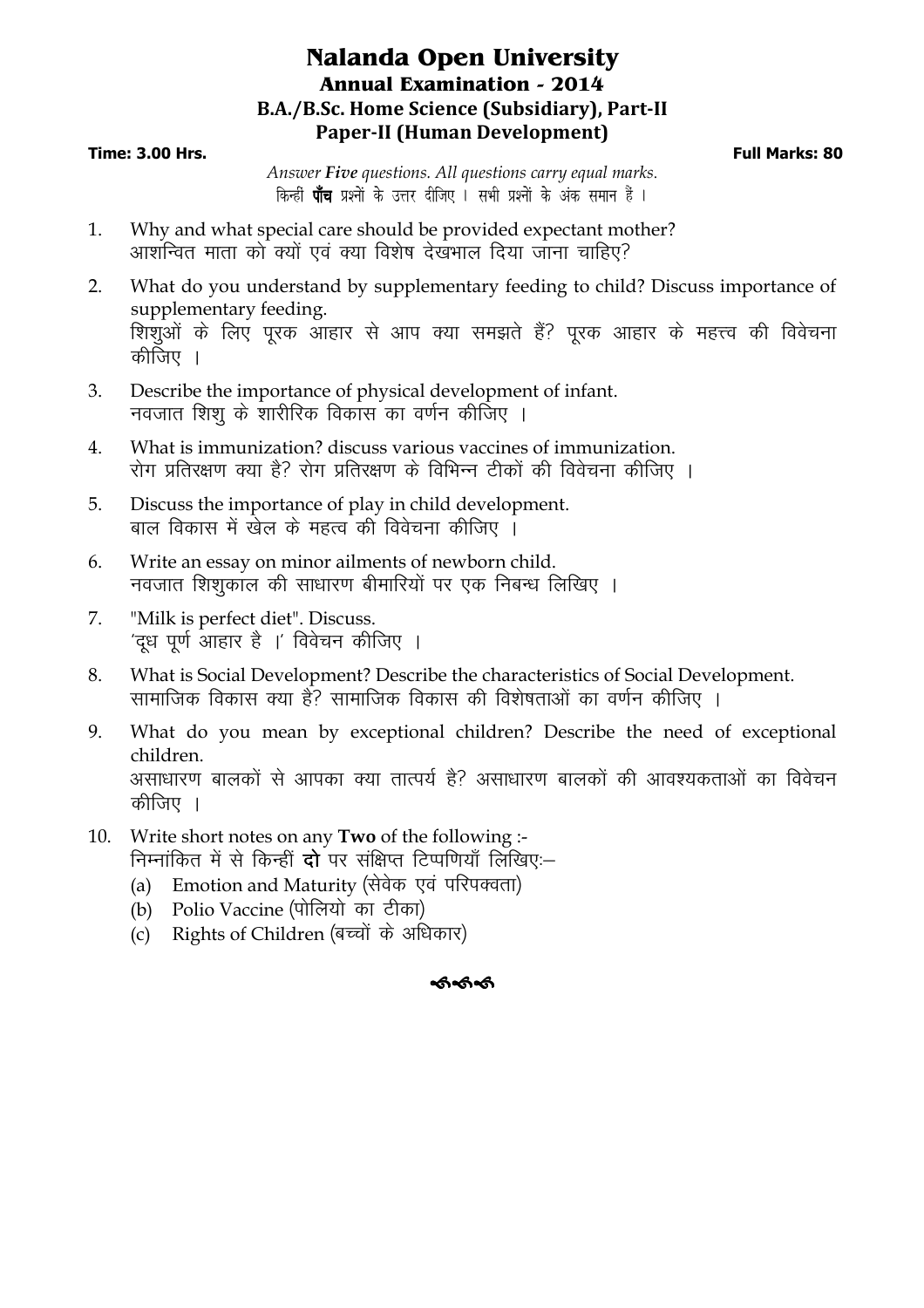# Nalanda Open University

## Annual Examination - 2014

## B.A./B.Sc. Home Science (Subsidiary), Part-II

## Paper-II (Human Development)

**Time: 3.00 Hrs.** **Full Marks: 80**

*Answer **Five** questions. All questions carry equal marks.*
किन्हीं **पाँच** प्रश्नों के उत्तर दीजिए । सभी प्रश्नों के अंक समान हैं ।

1. Why and what special care should be provided expectant mother?
आशन्वित माता को क्यों एवं क्या विशेष देखभाल दिया जाना चाहिए?

2. What do you understand by supplementary feeding to child? Discuss importance of supplementary feeding.
शिशुओं के लिए पूरक आहार से आप क्या समझते हैं? पूरक आहार के महत्त्व की विवेचना कीजिए ।

3. Describe the importance of physical development of infant.
नवजात शिशु के शारीरिक विकास का वर्णन कीजिए ।

4. What is immunization? discuss various vaccines of immunization.
रोग प्रतिरक्षण क्या है? रोग प्रतिरक्षण के विभिन्न टीकों की विवेचना कीजिए ।

5. Discuss the importance of play in child development.
बाल विकास में खेल के महत्व की विवेचना कीजिए ।

6. Write an essay on minor ailments of newborn child.
नवजात शिशुकाल की साधारण बीमारियों पर एक निबन्ध लिखिए ।

7. "Milk is perfect diet". Discuss.
'दूध पूर्ण आहार है ।' विवेचन कीजिए ।

8. What is Social Development? Describe the characteristics of Social Development.
सामाजिक विकास क्या है? सामाजिक विकास की विशेषताओं का वर्णन कीजिए ।

9. What do you mean by exceptional children? Describe the need of exceptional children.
असाधारण बालकों से आपका क्या तात्पर्य है? असाधारण बालकों की आवश्यकताओं का विवेचन कीजिए ।

10. Write short notes on any **Two** of the following :-
निम्नांकित में से किन्हीं **दो** पर संक्षिप्त टिप्पणियाँ लिखिए:–
    (a) Emotion and Maturity (संवेक एवं परिपक्वता)
    (b) Polio Vaccine (पोलियो का टीका)
    (c) Rights of Children (बच्चों के अधिकार)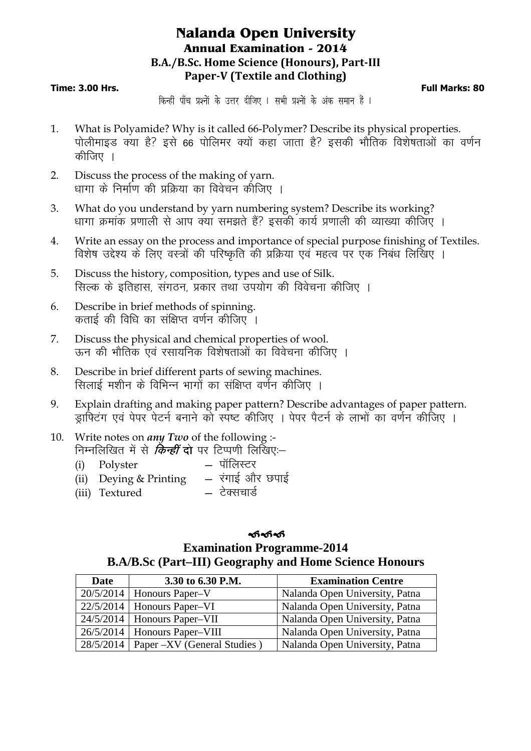# Nalanda Open University

## Annual Examination - 2014

### B.A./B.Sc. Home Science (Honours), Part-III

### Paper-V (Textile and Clothing)

**Time: 3.00 Hrs.** **Full Marks: 80**

किन्हीं पाँच प्रश्नों के उत्तर दीजिए । सभी प्रश्नों के अंक समान हैं ।

1. What is Polyamide? Why is it called 66-Polymer? Describe its physical properties.
   पोलीमाइड क्या है? इसे 66 पोलिमर क्यों कहा जाता है? इसकी भौतिक विशेषताओं का वर्णन कीजिए ।
2. Discuss the process of the making of yarn.
   धागा के निर्माण की प्रक्रिया का विवेचन कीजिए ।
3. What do you understand by yarn numbering system? Describe its working?
   धागा क्रमांक प्रणाली से आप क्या समझते हैं? इसकी कार्य प्रणाली की व्याख्या कीजिए ।
4. Write an essay on the process and importance of special purpose finishing of Textiles.
   विशेष उद्देश्य के लिए वस्त्रों की परिष्कृति की प्रक्रिया एवं महत्व पर एक निबंध लिखिए ।
5. Discuss the history, composition, types and use of Silk.
   सिल्क के इतिहास, संगठन, प्रकार तथा उपयोग की विवेचना कीजिए ।
6. Describe in brief methods of spinning.
   कताई की विधि का संक्षिप्त वर्णन कीजिए ।
7. Discuss the physical and chemical properties of wool.
   ऊन की भौतिक एवं रसायनिक विशेषताओं का विवेचना कीजिए ।
8. Describe in brief different parts of sewing machines.
   सिलाई मशीन के विभिन्न भागों का संक्षिप्त वर्णन कीजिए ।
9. Explain drafting and making paper pattern? Describe advantages of paper pattern.
   ड्राफ्टिंग एवं पेपर पेटर्न बनाने को स्पष्ट कीजिए । पेपर पैटर्न के लाभों का वर्णन कीजिए ।
10. Write notes on ***any Two*** of the following :-
    निम्नलिखित में से ***किन्हीं* दो** पर टिप्पणी लिखिए:–
    (i) Polyster — पॉलिस्टर
    (ii) Deying & Printing — रंगाई और छपाई
    (iii) Textured — टेक्सचार्ड

## Examination Programme-2014

## B.A/B.Sc (Part–III) Geography and Home Science Honours

| Date | 3.30 to 6.30 P.M. | Examination Centre |
|---|---|---|
| 20/5/2014 | Honours Paper–V | Nalanda Open University, Patna |
| 22/5/2014 | Honours Paper–VI | Nalanda Open University, Patna |
| 24/5/2014 | Honours Paper–VII | Nalanda Open University, Patna |
| 26/5/2014 | Honours Paper–VIII | Nalanda Open University, Patna |
| 28/5/2014 | Paper –XV (General Studies ) | Nalanda Open University, Patna |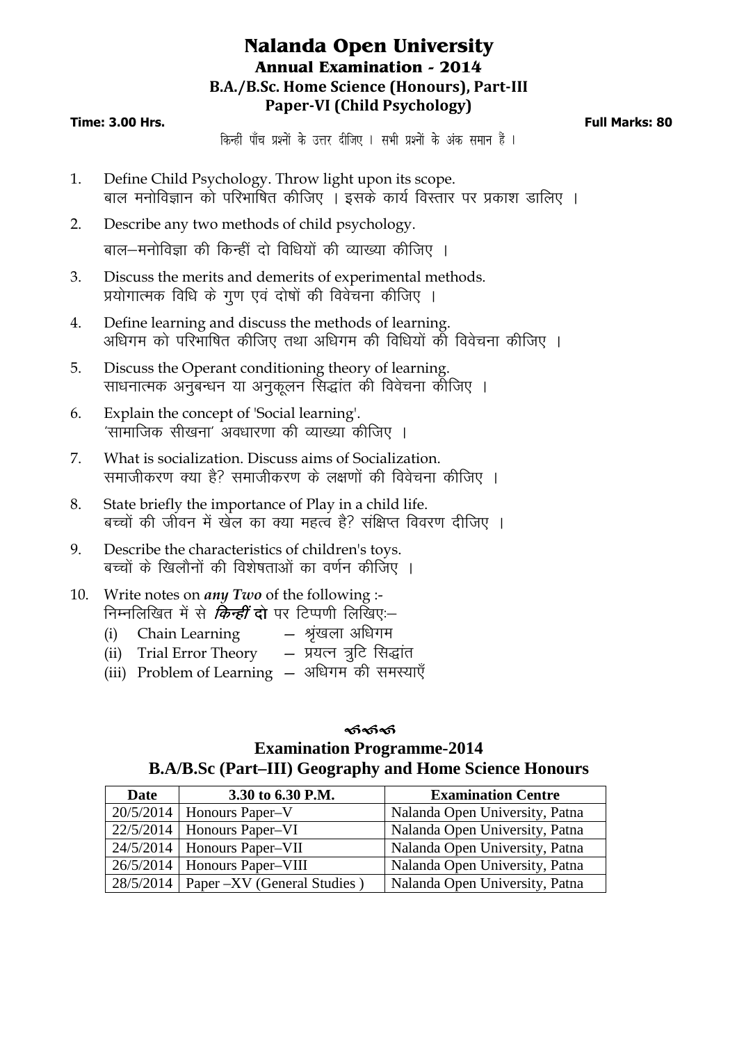# Nalanda Open University

## Annual Examination - 2014

### B.A./B.Sc. Home Science (Honours), Part-III

### Paper-VI (Child Psychology)

**Time: 3.00 Hrs.** **Full Marks: 80**

किन्हीं पाँच प्रश्नों के उत्तर दीजिए । सभी प्रश्नों के अंक समान हैं ।

1. Define Child Psychology. Throw light upon its scope.
   बाल मनोविज्ञान को परिभाषित कीजिए । इसके कार्य विस्तार पर प्रकाश डालिए ।
2. Describe any two methods of child psychology.
   बाल–मनोविज्ञा की किन्हीं दो विधियों की व्याख्या कीजिए ।
3. Discuss the merits and demerits of experimental methods.
   प्रयोगात्मक विधि के गुण एवं दोषों की विवेचना कीजिए ।
4. Define learning and discuss the methods of learning.
   अधिगम को परिभाषित कीजिए तथा अधिगम की विधियों की विवेचना कीजिए ।
5. Discuss the Operant conditioning theory of learning.
   साधनात्मक अनुबन्धन या अनुकूलन सिद्धांत की विवेचना कीजिए ।
6. Explain the concept of 'Social learning'.
   'सामाजिक सीखना' अवधारणा की व्याख्या कीजिए ।
7. What is socialization. Discuss aims of Socialization.
   समाजीकरण क्या है? समाजीकरण के लक्षणों की विवेचना कीजिए ।
8. State briefly the importance of Play in a child life.
   बच्चों की जीवन में खेल का क्या महत्व है? संक्षिप्त विवरण दीजिए ।
9. Describe the characteristics of children's toys.
   बच्चों के खिलौनों की विशेषताओं का वर्णन कीजिए ।
10. Write notes on ***any Two*** of the following :-
    निम्नलिखित में से ***किन्हीं* दो** पर टिप्पणी लिखिएः–
    (i) Chain Learning – श्रृंखला अधिगम
    (ii) Trial Error Theory – प्रयत्न त्रुटि सिद्धांत
    (iii) Problem of Learning – अधिगम की समस्याएँ

## Examination Programme-2014

## B.A/B.Sc (Part–III) Geography and Home Science Honours

| Date | 3.30 to 6.30 P.M. | Examination Centre |
|---|---|---|
| 20/5/2014 | Honours Paper–V | Nalanda Open University, Patna |
| 22/5/2014 | Honours Paper–VI | Nalanda Open University, Patna |
| 24/5/2014 | Honours Paper–VII | Nalanda Open University, Patna |
| 26/5/2014 | Honours Paper–VIII | Nalanda Open University, Patna |
| 28/5/2014 | Paper –XV (General Studies ) | Nalanda Open University, Patna |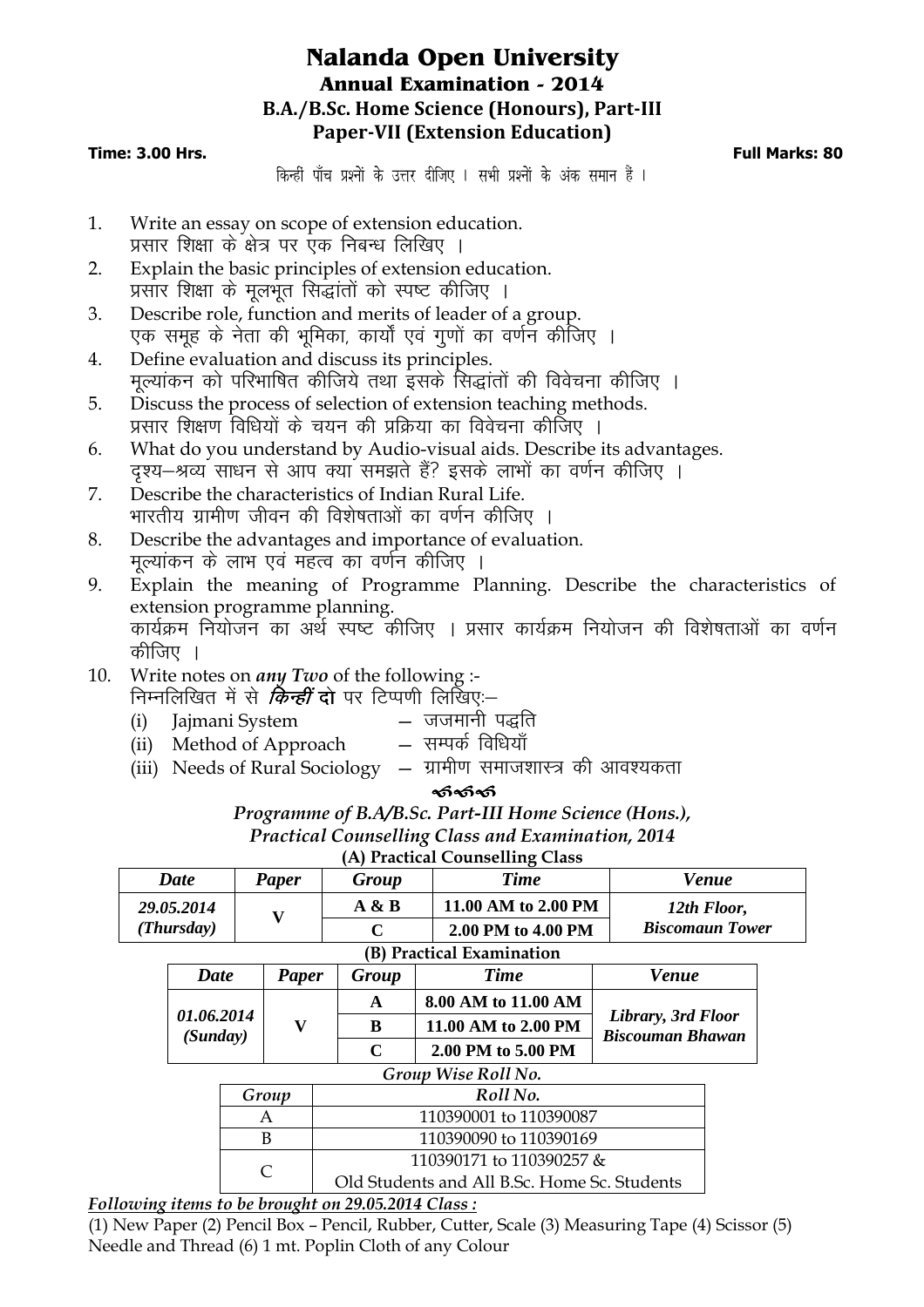# Nalanda Open University

## Annual Examination - 2014

### B.A./B.Sc. Home Science (Honours), Part-III

### Paper-VII (Extension Education)

**Time: 3.00 Hrs.** **Full Marks: 80**

किन्हीं पाँच प्रश्नों के उत्तर दीजिए । सभी प्रश्नों के अंक समान हैं ।

1. Write an essay on scope of extension education.
   प्रसार शिक्षा के क्षेत्र पर एक निबन्ध लिखिए ।
2. Explain the basic principles of extension education.
   प्रसार शिक्षा के मूलभूत सिद्धांतों को स्पष्ट कीजिए ।
3. Describe role, function and merits of leader of a group.
   एक समूह के नेता की भूमिका, कार्यों एवं गुणों का वर्णन कीजिए ।
4. Define evaluation and discuss its principles.
   मूल्यांकन को परिभाषित कीजिये तथा इसके सिद्धांतों की विवेचना कीजिए ।
5. Discuss the process of selection of extension teaching methods.
   प्रसार शिक्षण विधियों के चयन की प्रक्रिया का विवेचना कीजिए ।
6. What do you understand by Audio-visual aids. Describe its advantages.
   दृश्य–श्रव्य साधन से आप क्या समझते हैं? इसके लाभों का वर्णन कीजिए ।
7. Describe the characteristics of Indian Rural Life.
   भारतीय ग्रामीण जीवन की विशेषताओं का वर्णन कीजिए ।
8. Describe the advantages and importance of evaluation.
   मूल्यांकन के लाभ एवं महत्व का वर्णन कीजिए ।
9. Explain the meaning of Programme Planning. Describe the characteristics of extension programme planning.
   कार्यक्रम नियोजन का अर्थ स्पष्ट कीजिए । प्रसार कार्यक्रम नियोजन की विशेषताओं का वर्णन कीजिए ।
10. Write notes on ***any Two*** of the following :-
    निम्नलिखित में से ***किन्हीं*** **दो** पर टिप्पणी लिखिएः–
    (i) Jajmani System – जजमानी पद्धति
    (ii) Method of Approach – सम्पर्क विधियाँ
    (iii) Needs of Rural Sociology – ग्रामीण समाजशास्त्र की आवश्यकता

***Programme of B.A/B.Sc. Part-III Home Science (Hons.), Practical Counselling Class and Examination, 2014***

**(A) Practical Counselling Class**

| *Date* | *Paper* | *Group* | *Time* | *Venue* |
|---|---|---|---|---|
| *29.05.2014 (Thursday)* | V | A & B | 11.00 AM to 2.00 PM | *12th Floor, Biscomaun Tower* |
| | | C | 2.00 PM to 4.00 PM | |

**(B) Practical Examination**

| *Date* | *Paper* | *Group* | *Time* | *Venue* |
|---|---|---|---|---|
| *01.06.2014 (Sunday)* | V | A | 8.00 AM to 11.00 AM | *Library, 3rd Floor Biscouman Bhawan* |
| | | B | 11.00 AM to 2.00 PM | |
| | | C | 2.00 PM to 5.00 PM | |

*Group Wise Roll No.*

| *Group* | *Roll No.* |
|---|---|
| A | 110390001 to 110390087 |
| B | 110390090 to 110390169 |
| C | 110390171 to 110390257 & Old Students and All B.Sc. Home Sc. Students |

***Following items to be brought on 29.05.2014 Class :***

(1) New Paper (2) Pencil Box – Pencil, Rubber, Cutter, Scale (3) Measuring Tape (4) Scissor (5) Needle and Thread (6) 1 mt. Poplin Cloth of any Colour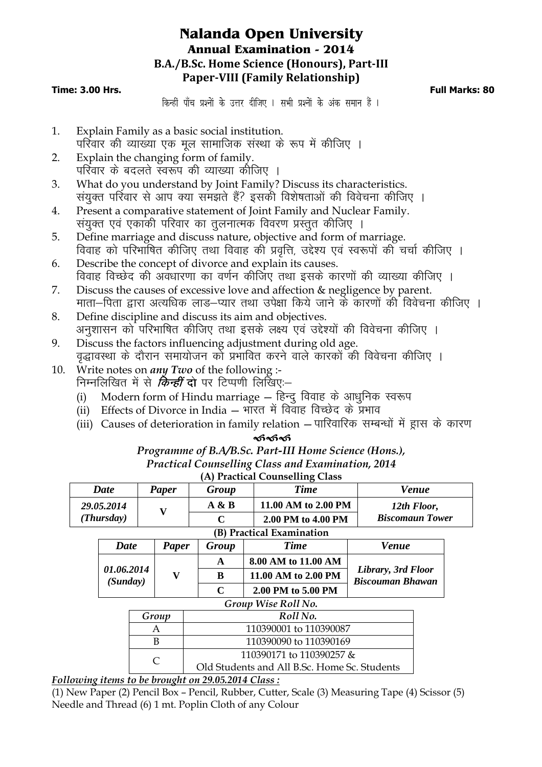# Nalanda Open University

## Annual Examination - 2014

### B.A./B.Sc. Home Science (Honours), Part-III

### Paper-VIII (Family Relationship)

**Time: 3.00 Hrs.** **Full Marks: 80**

किन्हीं पाँच प्रश्नों के उत्तर दीजिए । सभी प्रश्नों के अंक समान हैं ।

1. Explain Family as a basic social institution.
   परिवार की व्याख्या एक मूल सामाजिक संस्था के रूप में कीजिए ।
2. Explain the changing form of family.
   परिवार के बदलते स्वरूप की व्याख्या कीजिए ।
3. What do you understand by Joint Family? Discuss its characteristics.
   संयुक्त परिवार से आप क्या समझते हैं? इसकी विशेषताओं की विवेचना कीजिए ।
4. Present a comparative statement of Joint Family and Nuclear Family.
   संयुक्त एवं एकाकी परिवार का तुलनात्मक विवरण प्रस्तुत कीजिए ।
5. Define marriage and discuss nature, objective and form of marriage.
   विवाह को परिभाषित कीजिए तथा विवाह की प्रवृत्ति, उद्देश्य एवं स्वरूपों की चर्चा कीजिए ।
6. Describe the concept of divorce and explain its causes.
   विवाह विच्छेद की अवधारणा का वर्णन कीजिए तथा इसके कारणों की व्याख्या कीजिए ।
7. Discuss the causes of excessive love and affection & negligence by parent.
   माता–पिता द्वारा अत्यधिक लाड–प्यार तथा उपेक्षा किये जाने के कारणों की विवेचना कीजिए ।
8. Define discipline and discuss its aim and objectives.
   अनुशासन को परिभाषित कीजिए तथा इसके लक्ष्य एवं उद्देश्यों की विवेचना कीजिए ।
9. Discuss the factors influencing adjustment during old age.
   वृद्धावस्था के दौरान समायोजन को प्रभावित करने वाले कारकों की विवेचना कीजिए ।
10. Write notes on ***any Two*** of the following :-
    निम्नलिखित में से ***किन्हीं* दो** पर टिप्पणी लिखिएः–
    (i) Modern form of Hindu marriage — हिन्दु विवाह के आधुनिक स्वरूप
    (ii) Effects of Divorce in India — भारत में विवाह विच्छेद के प्रभाव
    (iii) Causes of deterioration in family relation — पारिवारिक सम्बन्धों में ह्रास के कारण

***Programme of B.A/B.Sc. Part-III Home Science (Hons.), Practical Counselling Class and Examination, 2014***

**(A) Practical Counselling Class**

| *Date* | *Paper* | *Group* | *Time* | *Venue* |
|---|---|---|---|---|
| *29.05.2014 (Thursday)* | V | A & B | 11.00 AM to 2.00 PM | *12th Floor, Biscomaun Tower* |
| | | C | 2.00 PM to 4.00 PM | |

**(B) Practical Examination**

| *Date* | *Paper* | *Group* | *Time* | *Venue* |
|---|---|---|---|---|
| *01.06.2014 (Sunday)* | V | A | 8.00 AM to 11.00 AM | *Library, 3rd Floor Biscouman Bhawan* |
| | | B | 11.00 AM to 2.00 PM | |
| | | C | 2.00 PM to 5.00 PM | |

*Group Wise Roll No.*

| *Group* | *Roll No.* |
|---|---|
| A | 110390001 to 110390087 |
| B | 110390090 to 110390169 |
| C | 110390171 to 110390257 & Old Students and All B.Sc. Home Sc. Students |

***Following items to be brought on 29.05.2014 Class :***

(1) New Paper (2) Pencil Box – Pencil, Rubber, Cutter, Scale (3) Measuring Tape (4) Scissor (5) Needle and Thread (6) 1 mt. Poplin Cloth of any Colour